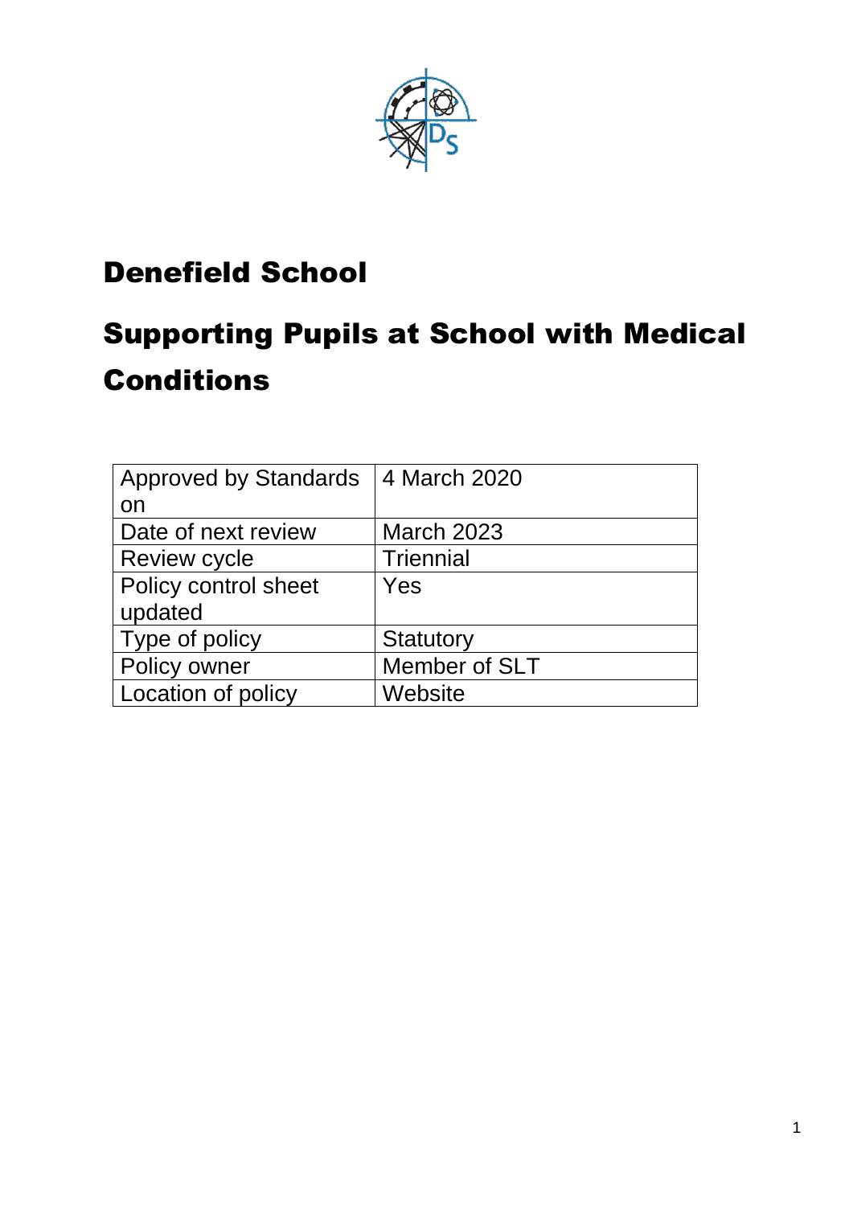# Denefield School

# Supporting Pupils at School with Medical Conditions

| Approved by Standards on | 4 March 2020 |
| --- | --- |
| Date of next review | March 2023 |
| Review cycle | Triennial |
| Policy control sheet updated | Yes |
| Type of policy | Statutory |
| Policy owner | Member of SLT |
| Location of policy | Website |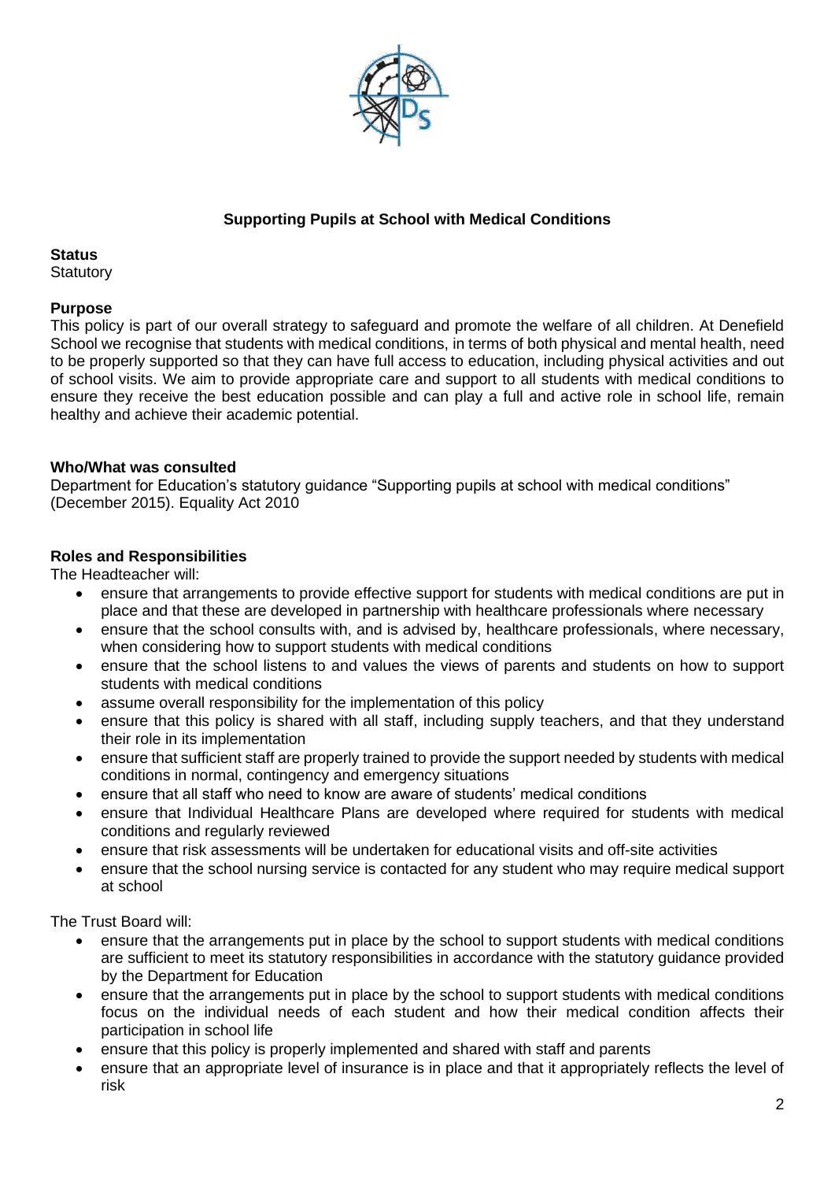## Supporting Pupils at School with Medical Conditions

**Status**
Statutory

**Purpose**
This policy is part of our overall strategy to safeguard and promote the welfare of all children. At Denefield School we recognise that students with medical conditions, in terms of both physical and mental health, need to be properly supported so that they can have full access to education, including physical activities and out of school visits. We aim to provide appropriate care and support to all students with medical conditions to ensure they receive the best education possible and can play a full and active role in school life, remain healthy and achieve their academic potential.

**Who/What was consulted**
Department for Education's statutory guidance "Supporting pupils at school with medical conditions" (December 2015). Equality Act 2010

**Roles and Responsibilities**
The Headteacher will:

- ensure that arrangements to provide effective support for students with medical conditions are put in place and that these are developed in partnership with healthcare professionals where necessary
- ensure that the school consults with, and is advised by, healthcare professionals, where necessary, when considering how to support students with medical conditions
- ensure that the school listens to and values the views of parents and students on how to support students with medical conditions
- assume overall responsibility for the implementation of this policy
- ensure that this policy is shared with all staff, including supply teachers, and that they understand their role in its implementation
- ensure that sufficient staff are properly trained to provide the support needed by students with medical conditions in normal, contingency and emergency situations
- ensure that all staff who need to know are aware of students' medical conditions
- ensure that Individual Healthcare Plans are developed where required for students with medical conditions and regularly reviewed
- ensure that risk assessments will be undertaken for educational visits and off-site activities
- ensure that the school nursing service is contacted for any student who may require medical support at school

The Trust Board will:

- ensure that the arrangements put in place by the school to support students with medical conditions are sufficient to meet its statutory responsibilities in accordance with the statutory guidance provided by the Department for Education
- ensure that the arrangements put in place by the school to support students with medical conditions focus on the individual needs of each student and how their medical condition affects their participation in school life
- ensure that this policy is properly implemented and shared with staff and parents
- ensure that an appropriate level of insurance is in place and that it appropriately reflects the level of risk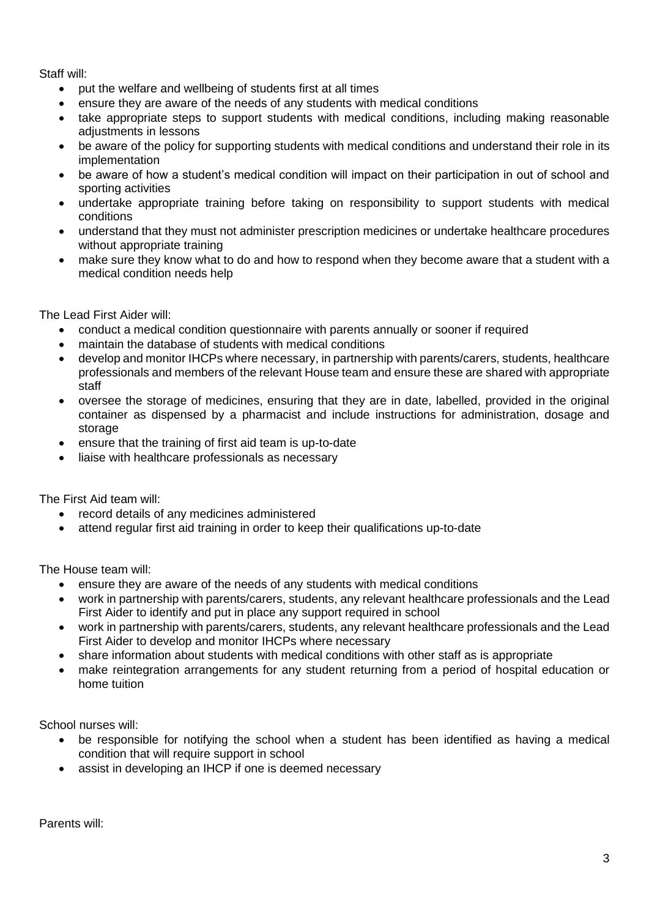Staff will:

- put the welfare and wellbeing of students first at all times
- ensure they are aware of the needs of any students with medical conditions
- take appropriate steps to support students with medical conditions, including making reasonable adjustments in lessons
- be aware of the policy for supporting students with medical conditions and understand their role in its implementation
- be aware of how a student's medical condition will impact on their participation in out of school and sporting activities
- undertake appropriate training before taking on responsibility to support students with medical conditions
- understand that they must not administer prescription medicines or undertake healthcare procedures without appropriate training
- make sure they know what to do and how to respond when they become aware that a student with a medical condition needs help

The Lead First Aider will:

- conduct a medical condition questionnaire with parents annually or sooner if required
- maintain the database of students with medical conditions
- develop and monitor IHCPs where necessary, in partnership with parents/carers, students, healthcare professionals and members of the relevant House team and ensure these are shared with appropriate staff
- oversee the storage of medicines, ensuring that they are in date, labelled, provided in the original container as dispensed by a pharmacist and include instructions for administration, dosage and storage
- ensure that the training of first aid team is up-to-date
- liaise with healthcare professionals as necessary

The First Aid team will:

- record details of any medicines administered
- attend regular first aid training in order to keep their qualifications up-to-date

The House team will:

- ensure they are aware of the needs of any students with medical conditions
- work in partnership with parents/carers, students, any relevant healthcare professionals and the Lead First Aider to identify and put in place any support required in school
- work in partnership with parents/carers, students, any relevant healthcare professionals and the Lead First Aider to develop and monitor IHCPs where necessary
- share information about students with medical conditions with other staff as is appropriate
- make reintegration arrangements for any student returning from a period of hospital education or home tuition

School nurses will:

- be responsible for notifying the school when a student has been identified as having a medical condition that will require support in school
- assist in developing an IHCP if one is deemed necessary

Parents will: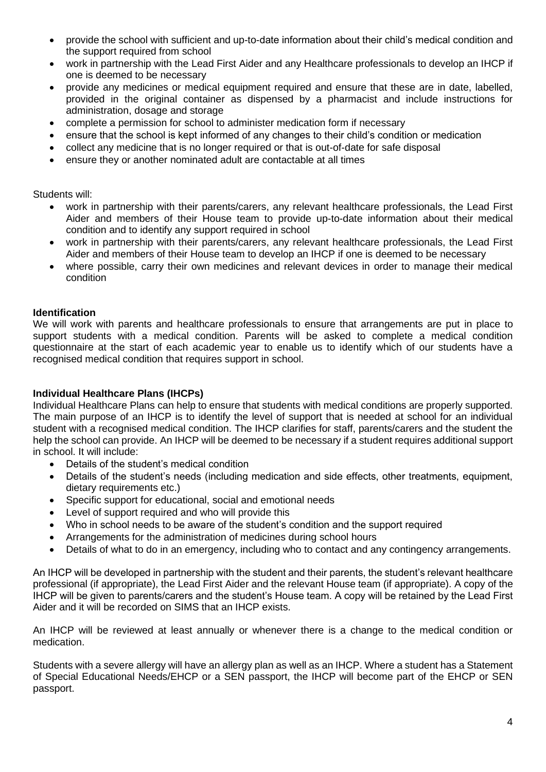- provide the school with sufficient and up-to-date information about their child's medical condition and the support required from school
- work in partnership with the Lead First Aider and any Healthcare professionals to develop an IHCP if one is deemed to be necessary
- provide any medicines or medical equipment required and ensure that these are in date, labelled, provided in the original container as dispensed by a pharmacist and include instructions for administration, dosage and storage
- complete a permission for school to administer medication form if necessary
- ensure that the school is kept informed of any changes to their child's condition or medication
- collect any medicine that is no longer required or that is out-of-date for safe disposal
- ensure they or another nominated adult are contactable at all times

Students will:

- work in partnership with their parents/carers, any relevant healthcare professionals, the Lead First Aider and members of their House team to provide up-to-date information about their medical condition and to identify any support required in school
- work in partnership with their parents/carers, any relevant healthcare professionals, the Lead First Aider and members of their House team to develop an IHCP if one is deemed to be necessary
- where possible, carry their own medicines and relevant devices in order to manage their medical condition

**Identification**

We will work with parents and healthcare professionals to ensure that arrangements are put in place to support students with a medical condition. Parents will be asked to complete a medical condition questionnaire at the start of each academic year to enable us to identify which of our students have a recognised medical condition that requires support in school.

**Individual Healthcare Plans (IHCPs)**

Individual Healthcare Plans can help to ensure that students with medical conditions are properly supported. The main purpose of an IHCP is to identify the level of support that is needed at school for an individual student with a recognised medical condition. The IHCP clarifies for staff, parents/carers and the student the help the school can provide. An IHCP will be deemed to be necessary if a student requires additional support in school. It will include:

- Details of the student's medical condition
- Details of the student's needs (including medication and side effects, other treatments, equipment, dietary requirements etc.)
- Specific support for educational, social and emotional needs
- Level of support required and who will provide this
- Who in school needs to be aware of the student's condition and the support required
- Arrangements for the administration of medicines during school hours
- Details of what to do in an emergency, including who to contact and any contingency arrangements.

An IHCP will be developed in partnership with the student and their parents, the student's relevant healthcare professional (if appropriate), the Lead First Aider and the relevant House team (if appropriate). A copy of the IHCP will be given to parents/carers and the student's House team. A copy will be retained by the Lead First Aider and it will be recorded on SIMS that an IHCP exists.

An IHCP will be reviewed at least annually or whenever there is a change to the medical condition or medication.

Students with a severe allergy will have an allergy plan as well as an IHCP. Where a student has a Statement of Special Educational Needs/EHCP or a SEN passport, the IHCP will become part of the EHCP or SEN passport.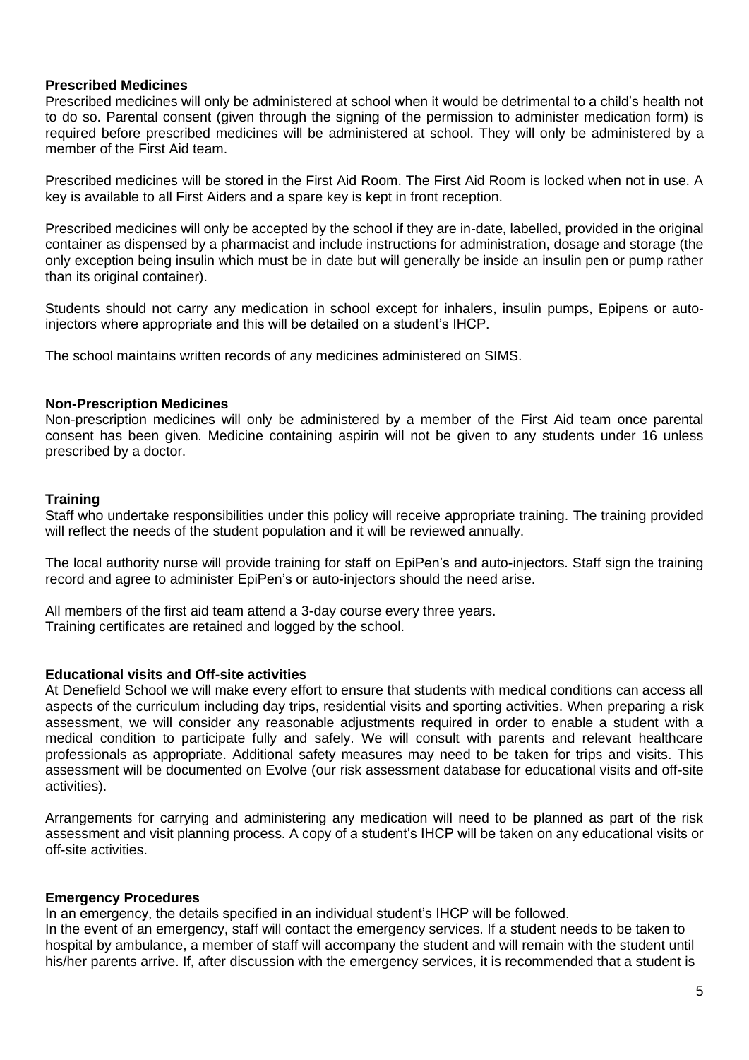**Prescribed Medicines**

Prescribed medicines will only be administered at school when it would be detrimental to a child's health not to do so. Parental consent (given through the signing of the permission to administer medication form) is required before prescribed medicines will be administered at school. They will only be administered by a member of the First Aid team.

Prescribed medicines will be stored in the First Aid Room. The First Aid Room is locked when not in use. A key is available to all First Aiders and a spare key is kept in front reception.

Prescribed medicines will only be accepted by the school if they are in-date, labelled, provided in the original container as dispensed by a pharmacist and include instructions for administration, dosage and storage (the only exception being insulin which must be in date but will generally be inside an insulin pen or pump rather than its original container).

Students should not carry any medication in school except for inhalers, insulin pumps, Epipens or auto-injectors where appropriate and this will be detailed on a student's IHCP.

The school maintains written records of any medicines administered on SIMS.

**Non-Prescription Medicines**

Non-prescription medicines will only be administered by a member of the First Aid team once parental consent has been given. Medicine containing aspirin will not be given to any students under 16 unless prescribed by a doctor.

**Training**

Staff who undertake responsibilities under this policy will receive appropriate training. The training provided will reflect the needs of the student population and it will be reviewed annually.

The local authority nurse will provide training for staff on EpiPen's and auto-injectors. Staff sign the training record and agree to administer EpiPen's or auto-injectors should the need arise.

All members of the first aid team attend a 3-day course every three years.
Training certificates are retained and logged by the school.

**Educational visits and Off-site activities**

At Denefield School we will make every effort to ensure that students with medical conditions can access all aspects of the curriculum including day trips, residential visits and sporting activities. When preparing a risk assessment, we will consider any reasonable adjustments required in order to enable a student with a medical condition to participate fully and safely. We will consult with parents and relevant healthcare professionals as appropriate. Additional safety measures may need to be taken for trips and visits. This assessment will be documented on Evolve (our risk assessment database for educational visits and off-site activities).

Arrangements for carrying and administering any medication will need to be planned as part of the risk assessment and visit planning process. A copy of a student's IHCP will be taken on any educational visits or off-site activities.

**Emergency Procedures**

In an emergency, the details specified in an individual student's IHCP will be followed.
In the event of an emergency, staff will contact the emergency services. If a student needs to be taken to hospital by ambulance, a member of staff will accompany the student and will remain with the student until his/her parents arrive. If, after discussion with the emergency services, it is recommended that a student is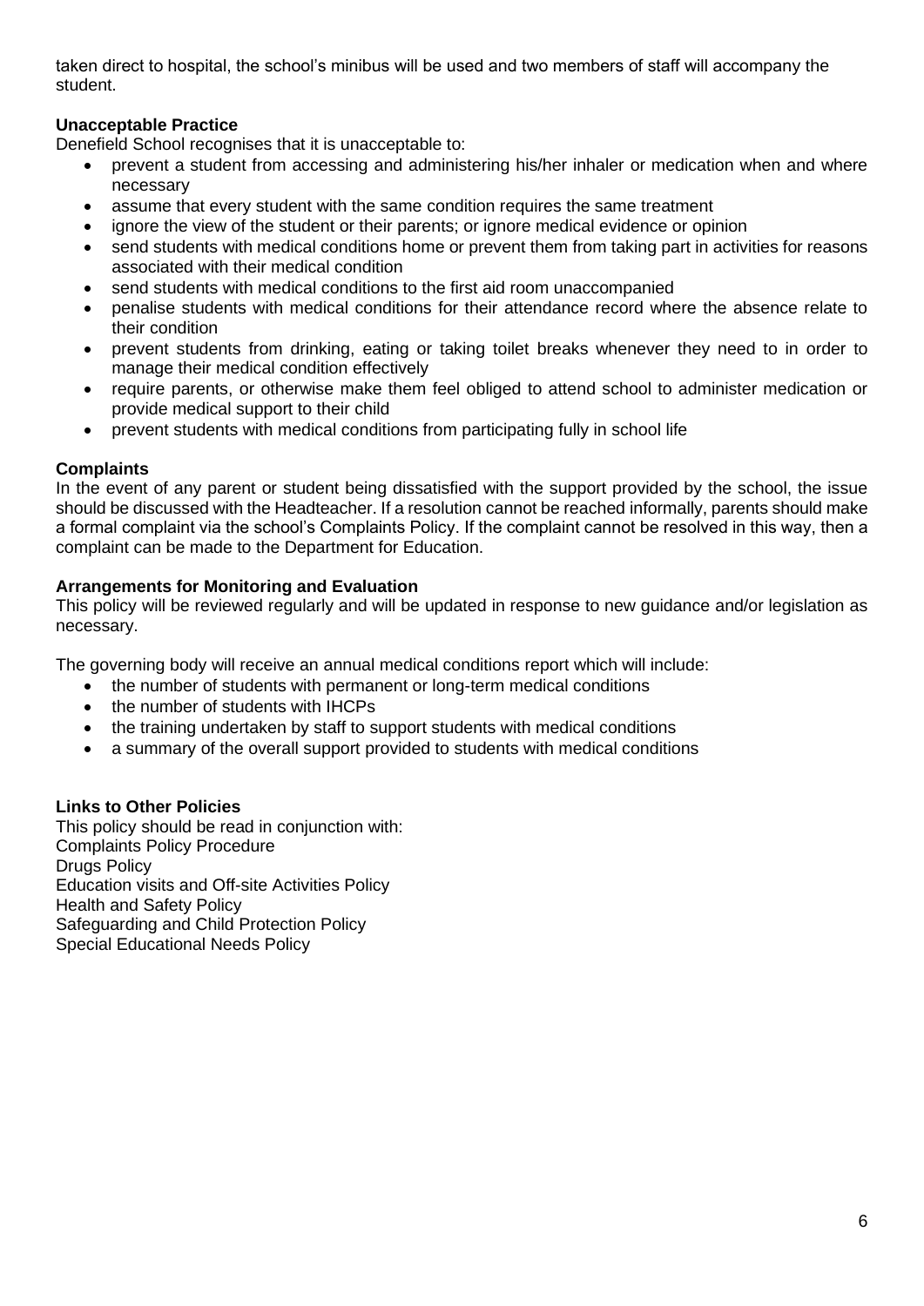taken direct to hospital, the school's minibus will be used and two members of staff will accompany the student.

**Unacceptable Practice**

Denefield School recognises that it is unacceptable to:

- prevent a student from accessing and administering his/her inhaler or medication when and where necessary
- assume that every student with the same condition requires the same treatment
- ignore the view of the student or their parents; or ignore medical evidence or opinion
- send students with medical conditions home or prevent them from taking part in activities for reasons associated with their medical condition
- send students with medical conditions to the first aid room unaccompanied
- penalise students with medical conditions for their attendance record where the absence relate to their condition
- prevent students from drinking, eating or taking toilet breaks whenever they need to in order to manage their medical condition effectively
- require parents, or otherwise make them feel obliged to attend school to administer medication or provide medical support to their child
- prevent students with medical conditions from participating fully in school life

**Complaints**

In the event of any parent or student being dissatisfied with the support provided by the school, the issue should be discussed with the Headteacher. If a resolution cannot be reached informally, parents should make a formal complaint via the school's Complaints Policy. If the complaint cannot be resolved in this way, then a complaint can be made to the Department for Education.

**Arrangements for Monitoring and Evaluation**

This policy will be reviewed regularly and will be updated in response to new guidance and/or legislation as necessary.

The governing body will receive an annual medical conditions report which will include:

- the number of students with permanent or long-term medical conditions
- the number of students with IHCPs
- the training undertaken by staff to support students with medical conditions
- a summary of the overall support provided to students with medical conditions

**Links to Other Policies**

This policy should be read in conjunction with:
Complaints Policy Procedure
Drugs Policy
Education visits and Off-site Activities Policy
Health and Safety Policy
Safeguarding and Child Protection Policy
Special Educational Needs Policy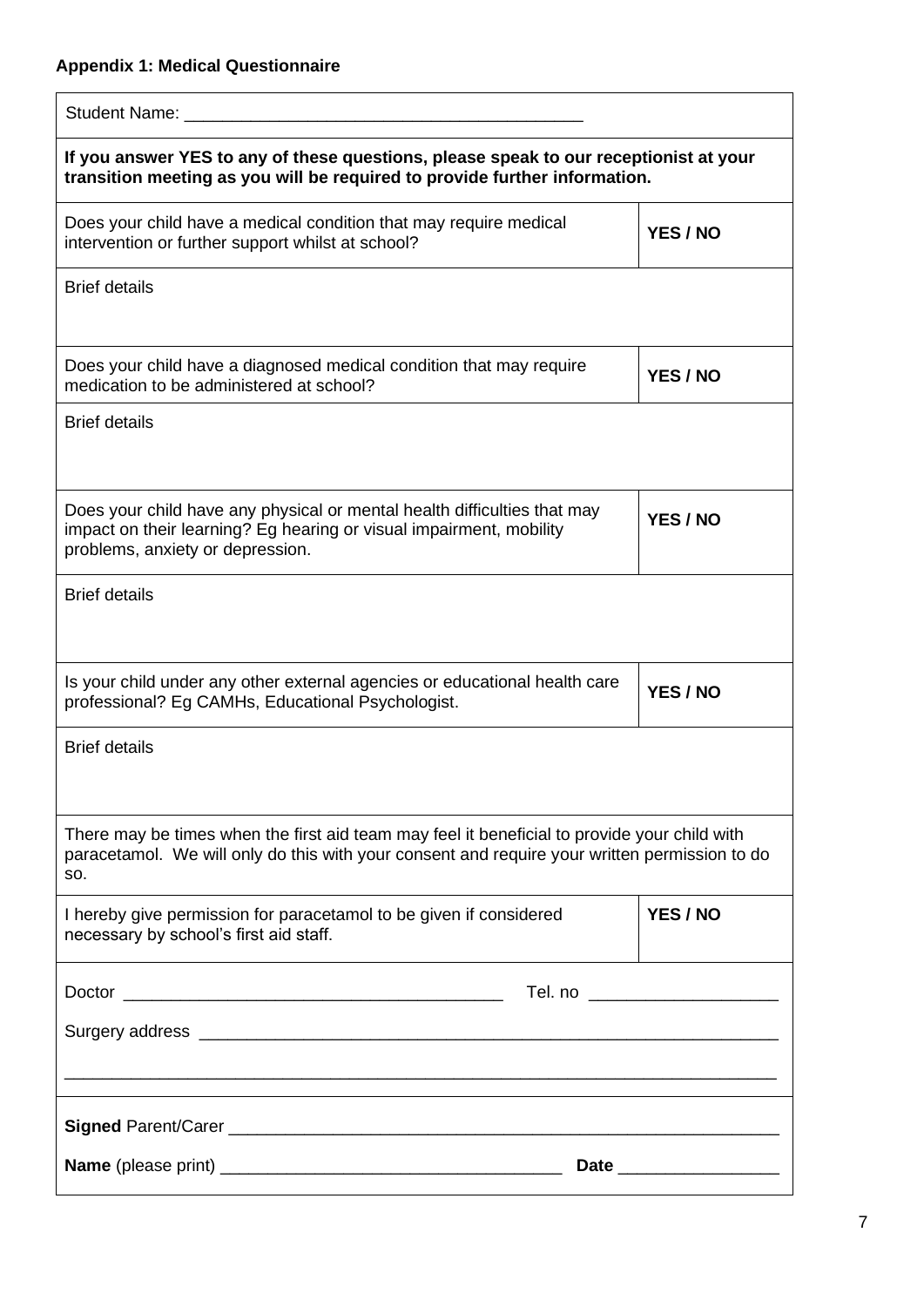**Appendix 1: Medical Questionnaire**

Student Name: ___________________________________________

**If you answer YES to any of these questions, please speak to our receptionist at your transition meeting as you will be required to provide further information.**

| Question | Answer |
|---|---|
| Does your child have a medical condition that may require medical intervention or further support whilst at school? | **YES / NO** |
| Brief details | |
| Does your child have a diagnosed medical condition that may require medication to be administered at school? | **YES / NO** |
| Brief details | |
| Does your child have any physical or mental health difficulties that may impact on their learning? Eg hearing or visual impairment, mobility problems, anxiety or depression. | **YES / NO** |
| Brief details | |
| Is your child under any other external agencies or educational health care professional? Eg CAMHs, Educational Psychologist. | **YES / NO** |
| Brief details | |

There may be times when the first aid team may feel it beneficial to provide your child with paracetamol. We will only do this with your consent and require your written permission to do so.

| Permission | Answer |
|---|---|
| I hereby give permission for paracetamol to be given if considered necessary by school's first aid staff. | **YES / NO** |

Doctor ________________________________________ Tel. no ___________________

Surgery address ______________________________________________________________

__________________________________________________________________________

**Signed** Parent/Carer ________________________________________________________

**Name** (please print) ___________________________________ **Date** ________________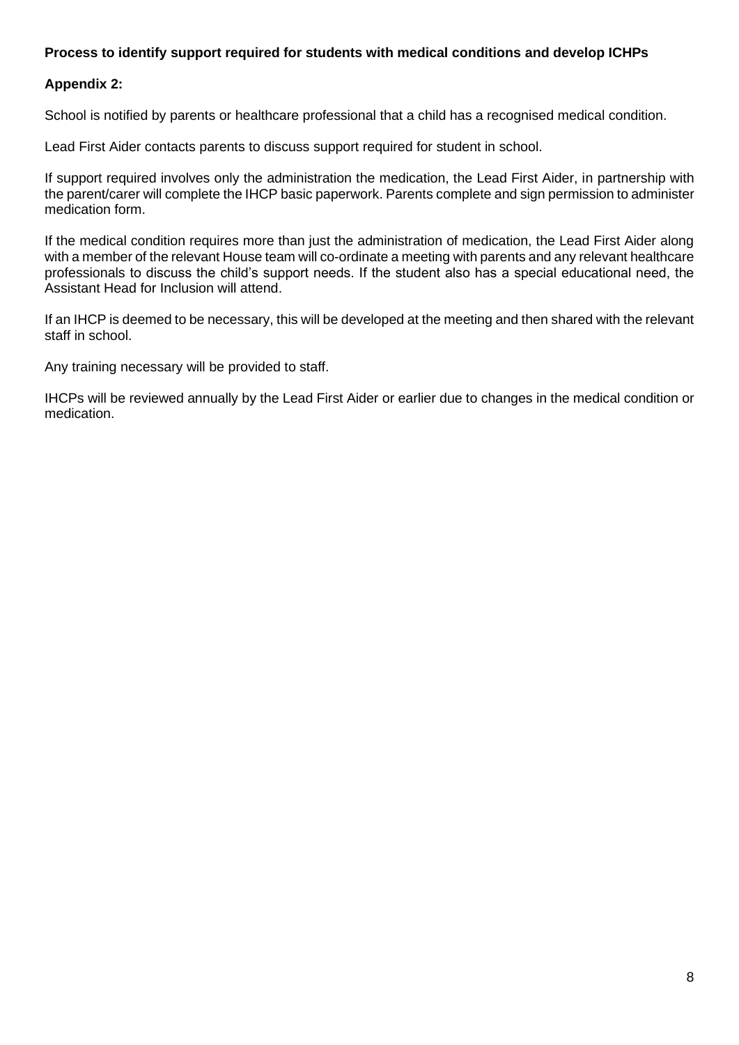**Process to identify support required for students with medical conditions and develop ICHPs**

**Appendix 2:**

School is notified by parents or healthcare professional that a child has a recognised medical condition.

Lead First Aider contacts parents to discuss support required for student in school.

If support required involves only the administration the medication, the Lead First Aider, in partnership with the parent/carer will complete the IHCP basic paperwork. Parents complete and sign permission to administer medication form.

If the medical condition requires more than just the administration of medication, the Lead First Aider along with a member of the relevant House team will co-ordinate a meeting with parents and any relevant healthcare professionals to discuss the child's support needs. If the student also has a special educational need, the Assistant Head for Inclusion will attend.

If an IHCP is deemed to be necessary, this will be developed at the meeting and then shared with the relevant staff in school.

Any training necessary will be provided to staff.

IHCPs will be reviewed annually by the Lead First Aider or earlier due to changes in the medical condition or medication.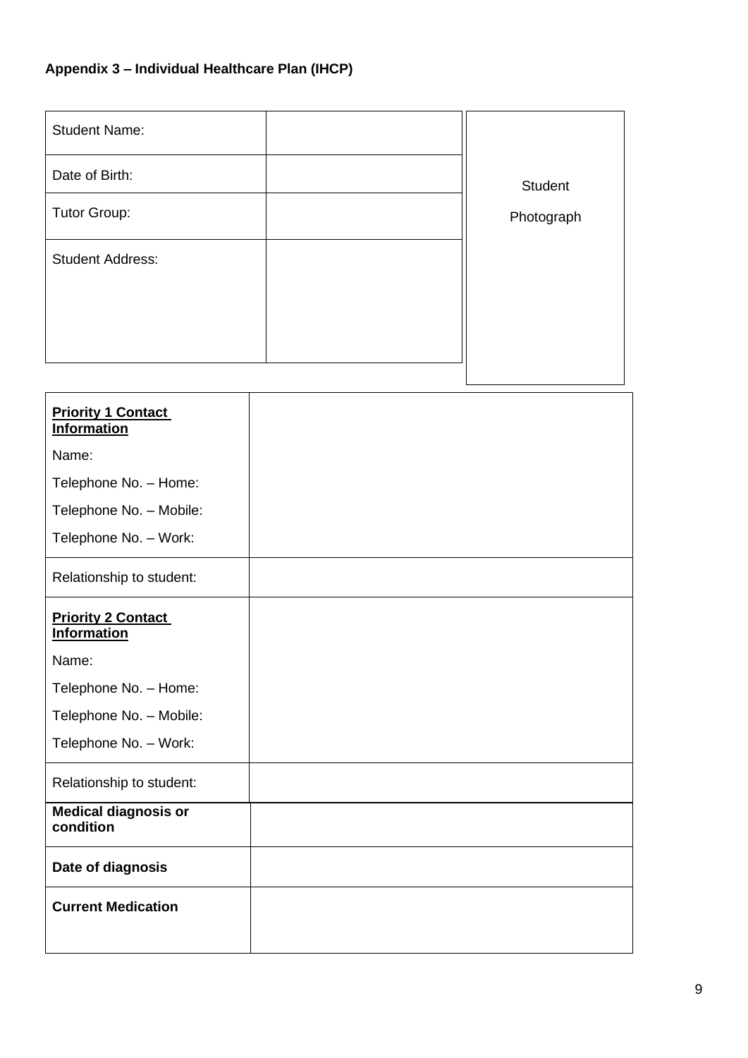**Appendix 3 – Individual Healthcare Plan (IHCP)**

| Student Name: | | Student Photograph |
|---|---|---|
| Date of Birth: | | |
| Tutor Group: | | |
| Student Address: | | |

| **<u>Priority 1 Contact Information</u>**<br>Name:<br>Telephone No. – Home:<br>Telephone No. – Mobile:<br>Telephone No. – Work: | |
|---|---|
| Relationship to student: | |
| **<u>Priority 2 Contact Information</u>**<br>Name:<br>Telephone No. – Home:<br>Telephone No. – Mobile:<br>Telephone No. – Work: | |
| Relationship to student: | |
| **Medical diagnosis or condition** | |
| **Date of diagnosis** | |
| **Current Medication** | |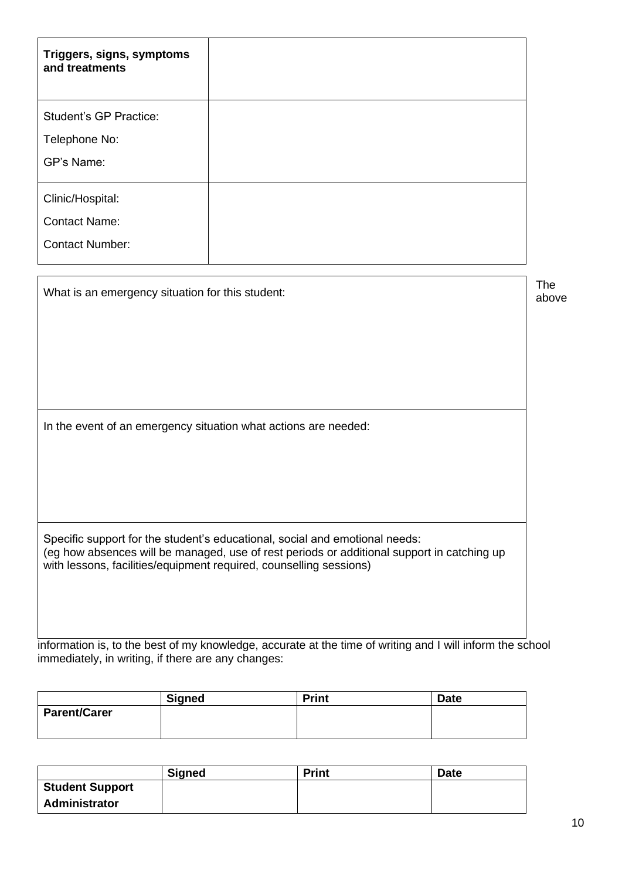| Triggers, signs, symptoms and treatments | |
| --- | --- |
| Student's GP Practice:<br>Telephone No:<br>GP's Name: | |
| Clinic/Hospital:<br>Contact Name:<br>Contact Number: | |

| What is an emergency situation for this student: |
| --- |
| In the event of an emergency situation what actions are needed: |
| Specific support for the student's educational, social and emotional needs:<br>(eg how absences will be managed, use of rest periods or additional support in catching up with lessons, facilities/equipment required, counselling sessions) |

The above information is, to the best of my knowledge, accurate at the time of writing and I will inform the school immediately, in writing, if there are any changes:

| | Signed | Print | Date |
| --- | --- | --- | --- |
| **Parent/Carer** | | | |

| | Signed | Print | Date |
| --- | --- | --- | --- |
| **Student Support Administrator** | | | |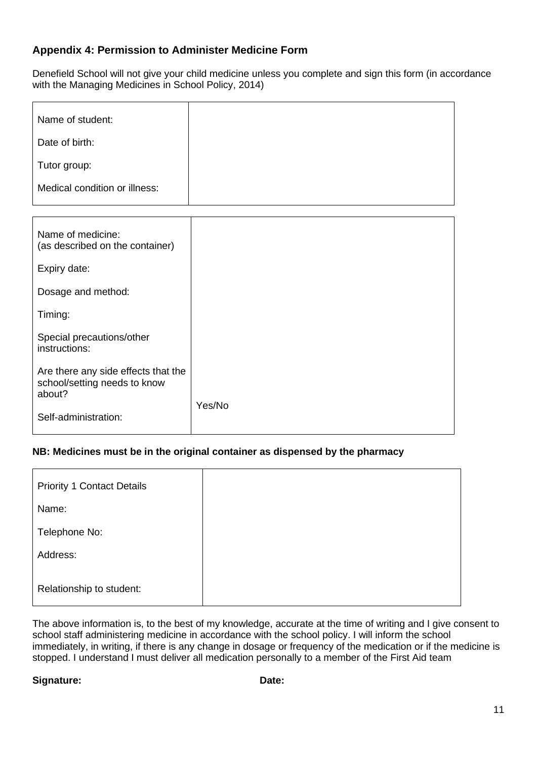### Appendix 4: Permission to Administer Medicine Form

Denefield School will not give your child medicine unless you complete and sign this form (in accordance with the Managing Medicines in School Policy, 2014)

| | |
|---|---|
| Name of student: | |
| Date of birth: | |
| Tutor group: | |
| Medical condition or illness: | |

| | |
|---|---|
| Name of medicine:<br>(as described on the container) | |
| Expiry date: | |
| Dosage and method: | |
| Timing: | |
| Special precautions/other instructions: | |
| Are there any side effects that the school/setting needs to know about? | |
| Self-administration: | Yes/No |

**NB: Medicines must be in the original container as dispensed by the pharmacy**

| | |
|---|---|
| Priority 1 Contact Details | |
| Name: | |
| Telephone No: | |
| Address: | |
| Relationship to student: | |

The above information is, to the best of my knowledge, accurate at the time of writing and I give consent to school staff administering medicine in accordance with the school policy. I will inform the school immediately, in writing, if there is any change in dosage or frequency of the medication or if the medicine is stopped. I understand I must deliver all medication personally to a member of the First Aid team

**Signature:** **Date:**